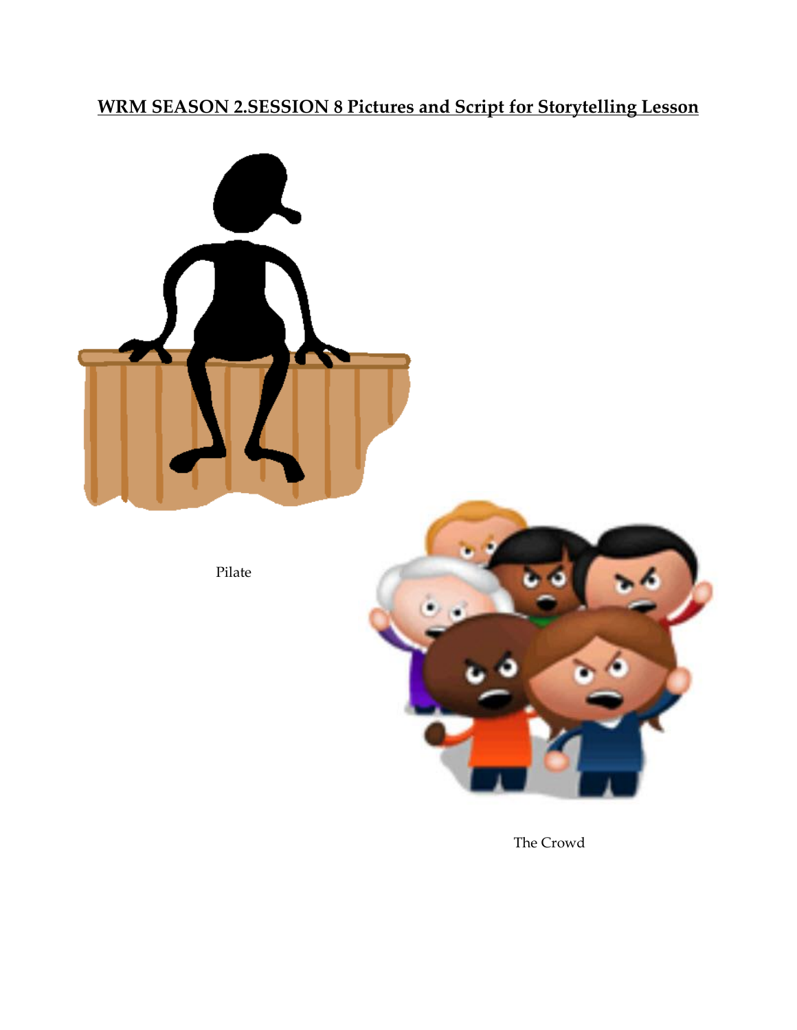**WRM SEASON 2.SESSION 8 Pictures and Script for Storytelling Lesson**

Pilate

The Crowd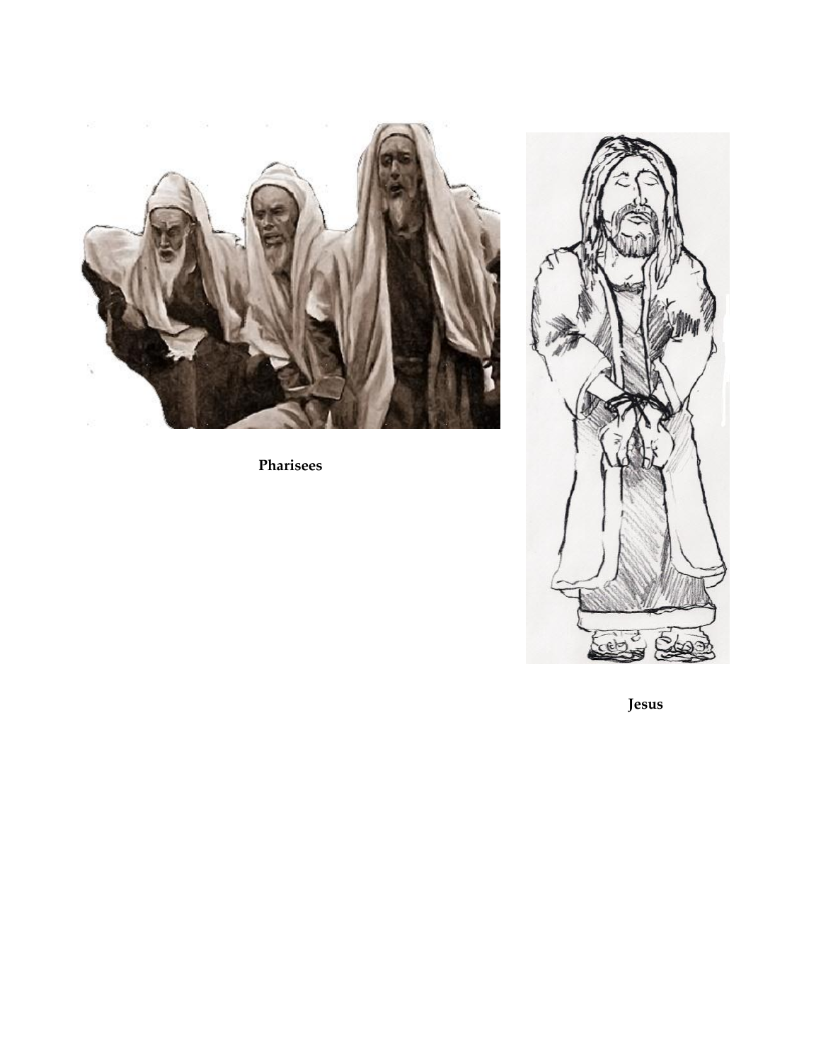**Pharisees**

**Jesus**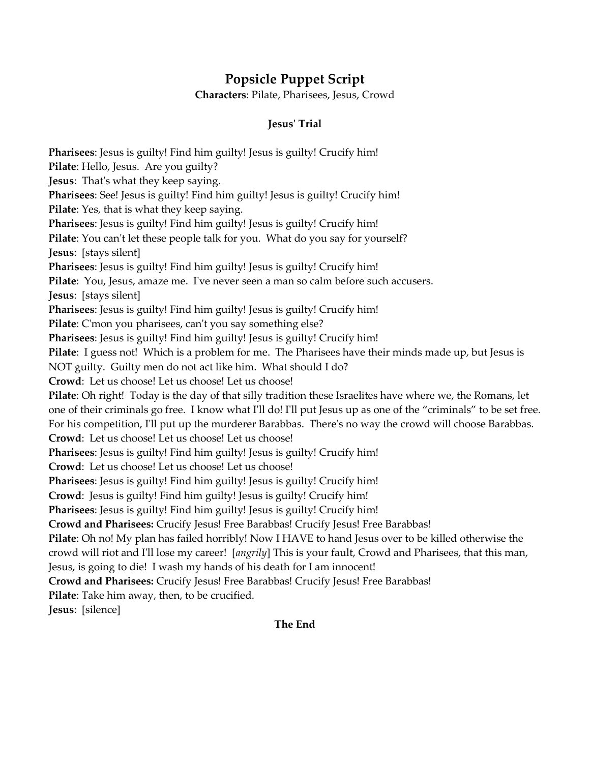# Popsicle Puppet Script

**Characters**: Pilate, Pharisees, Jesus, Crowd

## Jesus' Trial

**Pharisees**: Jesus is guilty! Find him guilty! Jesus is guilty! Crucify him!
**Pilate**: Hello, Jesus. Are you guilty?
**Jesus**: That's what they keep saying.
**Pharisees**: See! Jesus is guilty! Find him guilty! Jesus is guilty! Crucify him!
**Pilate**: Yes, that is what they keep saying.
**Pharisees**: Jesus is guilty! Find him guilty! Jesus is guilty! Crucify him!
**Pilate**: You can't let these people talk for you. What do you say for yourself?
**Jesus**: [stays silent]
**Pharisees**: Jesus is guilty! Find him guilty! Jesus is guilty! Crucify him!
**Pilate**: You, Jesus, amaze me. I've never seen a man so calm before such accusers.
**Jesus**: [stays silent]
**Pharisees**: Jesus is guilty! Find him guilty! Jesus is guilty! Crucify him!
**Pilate**: C'mon you pharisees, can't you say something else?
**Pharisees**: Jesus is guilty! Find him guilty! Jesus is guilty! Crucify him!
**Pilate**: I guess not! Which is a problem for me. The Pharisees have their minds made up, but Jesus is NOT guilty. Guilty men do not act like him. What should I do?
**Crowd**: Let us choose! Let us choose! Let us choose!
**Pilate**: Oh right! Today is the day of that silly tradition these Israelites have where we, the Romans, let one of their criminals go free. I know what I'll do! I'll put Jesus up as one of the "criminals" to be set free. For his competition, I'll put up the murderer Barabbas. There's no way the crowd will choose Barabbas.
**Crowd**: Let us choose! Let us choose! Let us choose!
**Pharisees**: Jesus is guilty! Find him guilty! Jesus is guilty! Crucify him!
**Crowd**: Let us choose! Let us choose! Let us choose!
**Pharisees**: Jesus is guilty! Find him guilty! Jesus is guilty! Crucify him!
**Crowd**: Jesus is guilty! Find him guilty! Jesus is guilty! Crucify him!
**Pharisees**: Jesus is guilty! Find him guilty! Jesus is guilty! Crucify him!
**Crowd and Pharisees:** Crucify Jesus! Free Barabbas! Crucify Jesus! Free Barabbas!
**Pilate**: Oh no! My plan has failed horribly! Now I HAVE to hand Jesus over to be killed otherwise the crowd will riot and I'll lose my career! [*angrily*] This is your fault, Crowd and Pharisees, that this man, Jesus, is going to die! I wash my hands of his death for I am innocent!
**Crowd and Pharisees:** Crucify Jesus! Free Barabbas! Crucify Jesus! Free Barabbas!
**Pilate**: Take him away, then, to be crucified.
**Jesus**: [silence]

**The End**